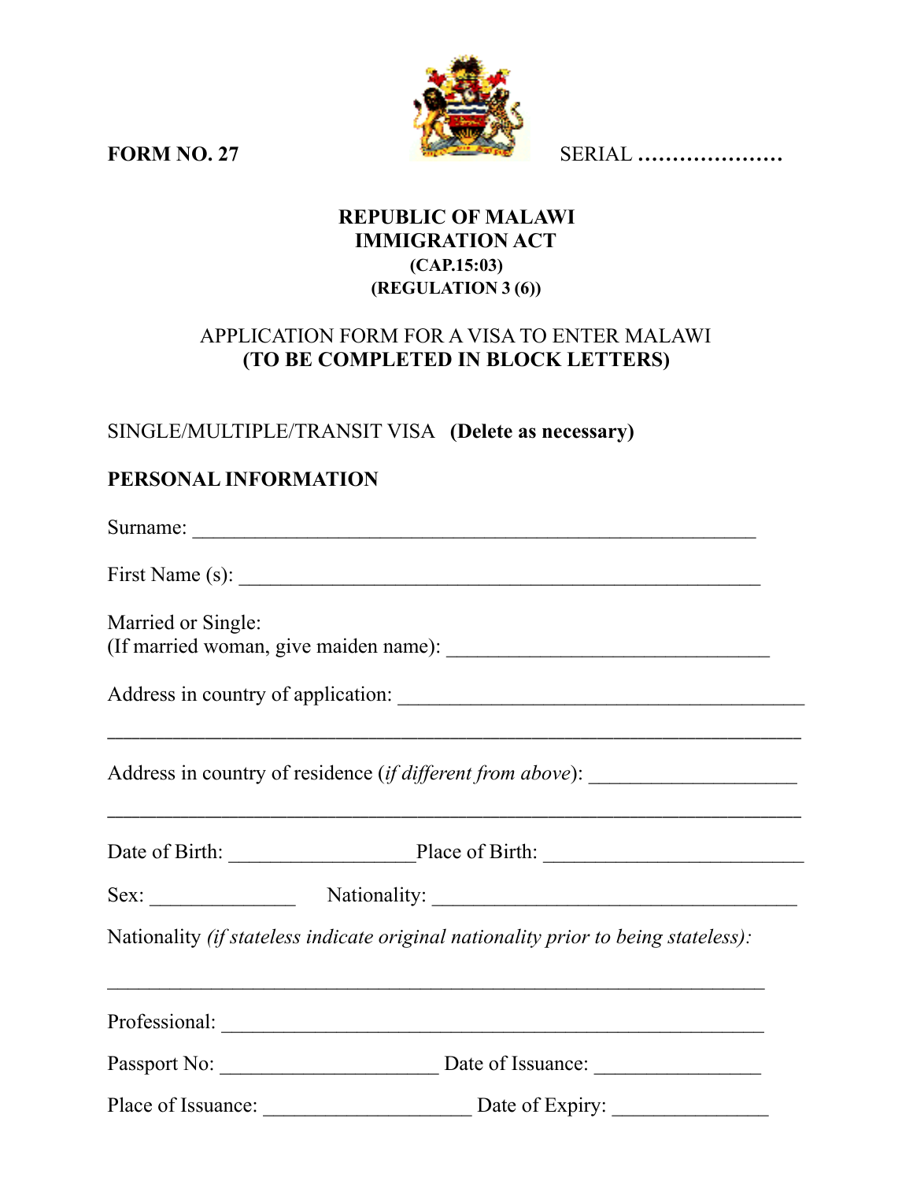**FORM NO. 27** SERIAL …………………

**REPUBLIC OF MALAWI**
**IMMIGRATION ACT**
**(CAP.15:03)**
**(REGULATION 3 (6))**

APPLICATION FORM FOR A VISA TO ENTER MALAWI
**(TO BE COMPLETED IN BLOCK LETTERS)**

SINGLE/MULTIPLE/TRANSIT VISA **(Delete as necessary)**

**PERSONAL INFORMATION**

Surname: ________________________________________________________

First Name (s): ___________________________________________________

Married or Single:
(If married woman, give maiden name): ________________________________

Address in country of application: _______________________________________

______________________________________________________________________

Address in country of residence (*if different from above*): ____________________

______________________________________________________________________

Date of Birth: __________________Place of Birth: __________________________

Sex: ______________ Nationality: ___________________________________

Nationality *(if stateless indicate original nationality prior to being stateless):*

______________________________________________________________________

Professional: _____________________________________________________

Passport No: _____________________ Date of Issuance: ________________

Place of Issuance: ____________________ Date of Expiry: _______________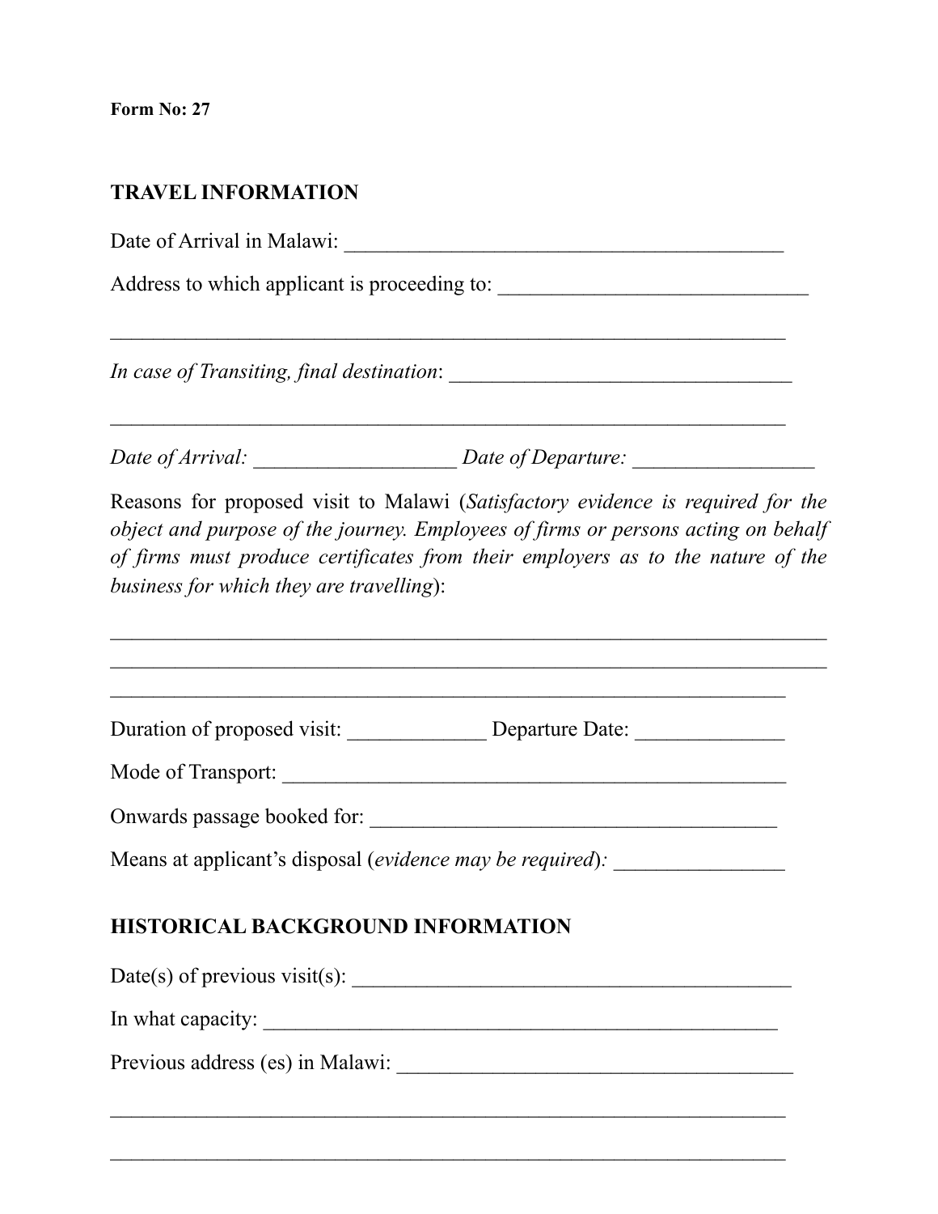**Form No: 27**

## TRAVEL INFORMATION

Date of Arrival in Malawi: ___________________________________________

Address to which applicant is proceeding to: ______________________________

___________________________________________________________________

*In case of Transiting, final destination*: __________________________________

___________________________________________________________________

*Date of Arrival:* ___________________ *Date of Departure:* _________________

Reasons for proposed visit to Malawi (*Satisfactory evidence is required for the object and purpose of the journey. Employees of firms or persons acting on behalf of firms must produce certificates from their employers as to the nature of the business for which they are travelling*):

_____________________________________________________________________

_____________________________________________________________________

___________________________________________________________________

Duration of proposed visit: _____________ Departure Date: ______________

Mode of Transport: __________________________________________________

Onwards passage booked for: ______________________________________

Means at applicant's disposal (*evidence may be required*)*:* ________________

## HISTORICAL BACKGROUND INFORMATION

Date(s) of previous visit(s): __________________________________________

In what capacity: ___________________________________________________

Previous address (es) in Malawi: ______________________________________

___________________________________________________________________

___________________________________________________________________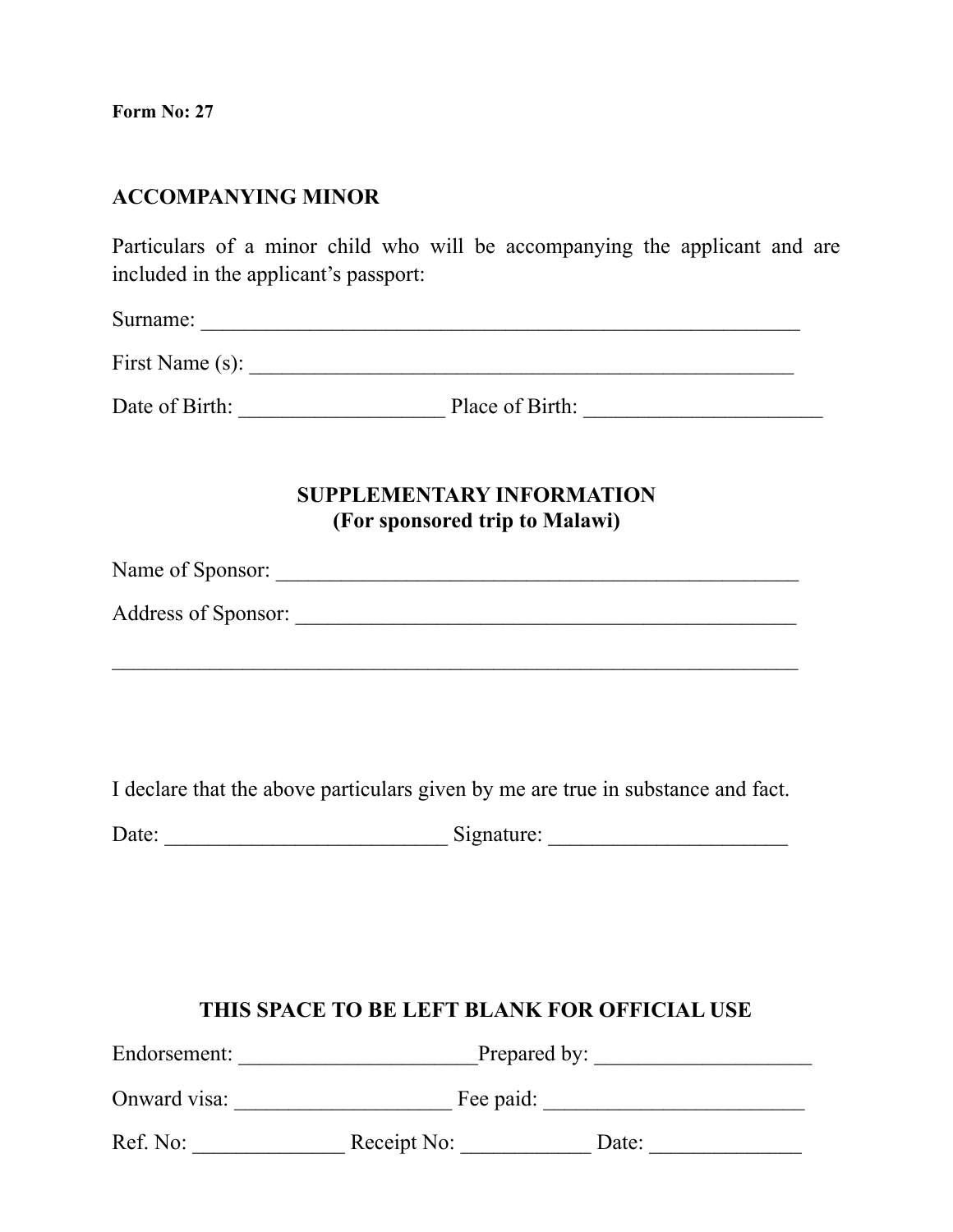**Form No: 27**

## ACCOMPANYING MINOR

Particulars of a minor child who will be accompanying the applicant and are included in the applicant's passport:

Surname: ____________________________________________________________

First Name (s): ______________________________________________________

Date of Birth: ___________________ Place of Birth: ______________________

## SUPPLEMENTARY INFORMATION
**(For sponsored trip to Malawi)**

Name of Sponsor: ____________________________________________________

Address of Sponsor: __________________________________________________

______________________________________________________________________

I declare that the above particulars given by me are true in substance and fact.

Date: __________________________ Signature: ______________________

## THIS SPACE TO BE LEFT BLANK FOR OFFICIAL USE

Endorsement: ______________________Prepared by: ____________________

Onward visa: ____________________ Fee paid: ________________________

Ref. No: ______________ Receipt No: ____________ Date: ______________